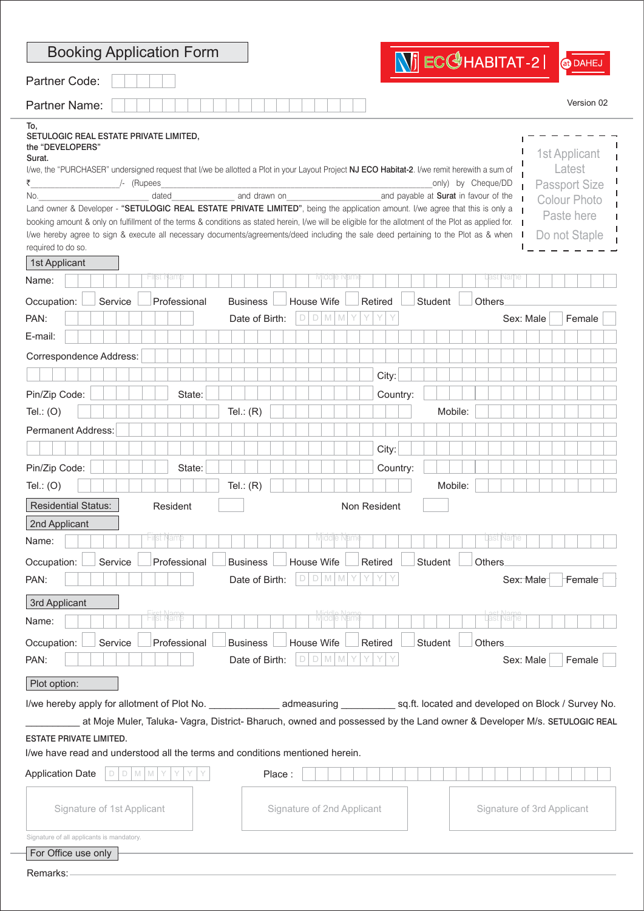# Booking Application Form

NJ ECO HABITAT-2 | at DAHEJ

Partner Code:

Partner Name:

Version 02

To,
SETULOGIC REAL ESTATE PRIVATE LIMITED,
the "DEVELOPERS"
Surat.

I/we, the "PURCHASER" undersigned request that I/we be allotted a Plot in your Layout Project **NJ ECO Habitat-2**. I/we remit herewith a sum of ₹__________________/- (Rupees______________________________________________only) by Cheque/DD No.________________________ dated____________ and drawn on____________________and payable at **Surat** in favour of the Land owner & Developer - **"SETULOGIC REAL ESTATE PRIVATE LIMITED"**, being the application amount. I/we agree that this is only a booking amount & only on fulfillment of the terms & conditions as stated herein, I/we will be eligible for the allotment of the Plot as applied for. I/we hereby agree to sign & execute all necessary documents/agreements/deed including the sale deed pertaining to the Plot as & when required to do so.

1st Applicant Latest Passport Size Colour Photo Paste here Do not Staple

## 1st Applicant

Name: First Name / Middle Name / Last Name

Occupation: ☐ Service ☐ Professional ☐ Business ☐ House Wife ☐ Retired ☐ Student ☐ Others_______

PAN: Date of Birth: DD MM YYYY Sex: Male ☐ Female ☐

E-mail:

Correspondence Address:

City:

Pin/Zip Code: State: Country:

Tel.: (O) Tel.: (R) Mobile:

Permanent Address:

City:

Pin/Zip Code: State: Country:

Tel.: (O) Tel.: (R) Mobile:

Residential Status: Resident ☐ Non Resident ☐

## 2nd Applicant

Name: First Name / Middle Name / Last Name

Occupation: ☐ Service ☐ Professional ☐ Business ☐ House Wife ☐ Retired ☐ Student ☐ Others_______

PAN: Date of Birth: DD MM YYYY Sex: Male ☐ Female ☐

## 3rd Applicant

Name: First Name / Middle Name / Last Name

Occupation: ☐ Service ☐ Professional ☐ Business ☐ House Wife ☐ Retired ☐ Student ☐ Others_______

PAN: Date of Birth: DD MM YYYY Sex: Male ☐ Female ☐

## Plot option:

I/we hereby apply for allotment of Plot No. ____________ admeasuring _________ sq.ft. located and developed on Block / Survey No. __________ at Moje Muler, Taluka- Vagra, District- Bharuch, owned and possessed by the Land owner & Developer M/s. SETULOGIC REAL ESTATE PRIVATE LIMITED.

I/we have read and understood all the terms and conditions mentioned herein.

Application Date DD MM YYYY Place :

Signature of 1st Applicant | Signature of 2nd Applicant | Signature of 3rd Applicant

Signature of all applicants is mandatory.

For Office use only

Remarks: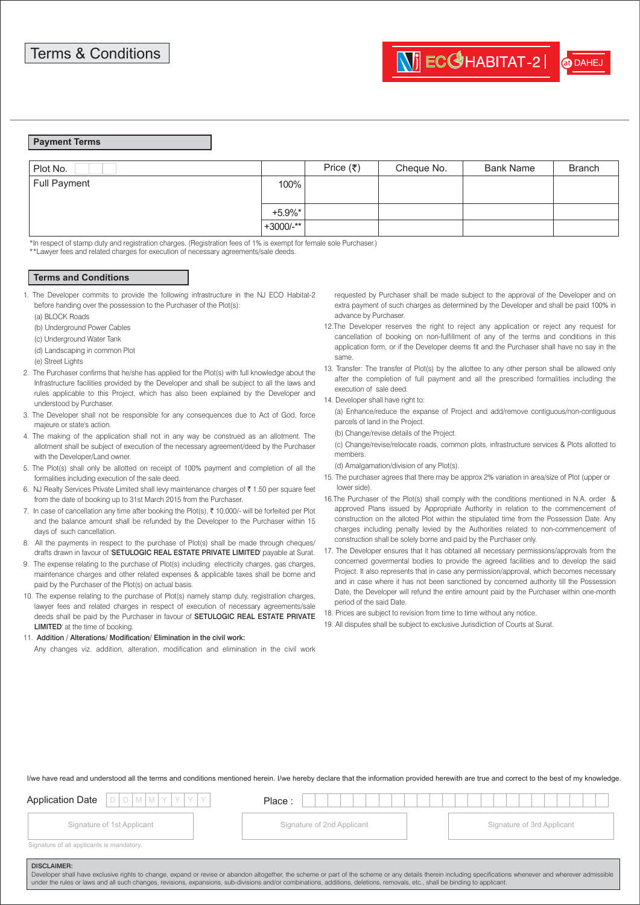# Terms & Conditions

NJ ECO HABITAT-2 | at DAHEJ

## Payment Terms

| Plot No. | | Price (₹) | Cheque No. | Bank Name | Branch |
|---|---|---|---|---|---|
| Full Payment | 100% | | | | |
| | +5.9%* | | | | |
| | +3000/-** | | | | |

*In respect of stamp duty and registration charges. (Registration fees of 1% is exempt for female sole Purchaser.)
**Lawyer fees and related charges for execution of necessary agreements/sale deeds.

## Terms and Conditions

1. The Developer commits to provide the following infrastructure in the NJ ECO Habitat-2 before handing over the possession to the Purchaser of the Plot(s):
   (a) BLOCK Roads
   (b) Underground Power Cables
   (c) Underground Water Tank
   (d) Landscaping in common Plot
   (e) Street Lights
2. The Purchaser confirms that he/she has applied for the Plot(s) with full knowledge about the Infrastructure facilities provided by the Developer and shall be subject to all the laws and rules applicable to this Project, which has also been explained by the Developer and understood by Purchaser.
3. The Developer shall not be responsible for any consequences due to Act of God, force majeure or state's action.
4. The making of the application shall not in any way be construed as an allotment. The allotment shall be subject of execution of the necessary agreement/deed by the Purchaser with the Developer/Land owner.
5. The Plot(s) shall only be allotted on receipt of 100% payment and completion of all the formalities including execution of the sale deed.
6. NJ Realty Services Private Limited shall levy maintenance charges of ₹ 1.50 per square feet from the date of booking up to 31st March 2015 from the Purchaser.
7. In case of cancellation any time after booking the Plot(s), ₹ 10,000/- will be forfeited per Plot and the balance amount shall be refunded by the Developer to the Purchaser within 15 days of such cancellation.
8. All the payments in respect to the purchase of Plot(s) shall be made through cheques/drafts drawn in favour of '**SETULOGIC REAL ESTATE PRIVATE LIMITED**' payable at Surat.
9. The expense relating to the purchase of Plot(s) including electricity charges, gas charges, maintenance charges and other related expenses & applicable taxes shall be borne and paid by the Purchaser of the Plot(s) on actual basis.
10. The expense relating to the purchase of Plot(s) namely stamp duty, registration charges, lawyer fees and related charges in respect of execution of necessary agreements/sale deeds shall be paid by the Purchaser in favour of **SETULOGIC REAL ESTATE PRIVATE LIMITED**' at the time of booking.
11. **Addition / Alterations/ Modification/ Elimination in the civil work:**
    Any changes viz. addition, alteration, modification and elimination in the civil work requested by Purchaser shall be made subject to the approval of the Developer and on extra payment of such charges as determined by the Developer and shall be paid 100% in advance by Purchaser.
12. The Developer reserves the right to reject any application or reject any request for cancellation of booking on non-fulfillment of any of the terms and conditions in this application form, or if the Developer deems fit and the Purchaser shall have no say in the same.
13. Transfer: The transfer of Plot(s) by the allottee to any other person shall be allowed only after the completion of full payment and all the prescribed formalities including the execution of sale deed.
14. Developer shall have right to:
    (a) Enhance/reduce the expanse of Project and add/remove contiguous/non-contiguous parcels of land in the Project.
    (b) Change/revise details of the Project.
    (c) Change/revise/relocate roads, common plots, infrastructure services & Plots allotted to members.
    (d) Amalgamation/division of any Plot(s).
15. The purchaser agrees that there may be approx 2% variation in area/size of Plot (upper or lower side).
16. The Purchaser of the Plot(s) shall comply with the conditions mentioned in N.A. order & approved Plans issued by Appropriate Authority in relation to the commencement of construction on the alloted Plot within the stipulated time from the Possession Date. Any charges including penalty levied by the Authorities related to non-commencement of construction shall be solely borne and paid by the Purchaser only.
17. The Developer ensures that it has obtained all necessary permissions/approvals from the concerned govermental bodies to provide the agreed facilities and to develop the said Project. It also represents that in case any permission/approval, which becomes necessary and in case where it has not been sanctioned by concerned authority till the Possession Date, the Developer will refund the entire amount paid by the Purchaser within one-month period of the said Date.
18. Prices are subject to revision from time to time without any notice.
19. All disputes shall be subject to exclusive Jurisdiction of Courts at Surat.

I/we have read and understood all the terms and conditions mentioned herein. I/we hereby declare that the information provided herewith are true and correct to the best of my knowledge.

Application Date D D M M Y Y Y Y    Place :

| Signature of 1st Applicant | Signature of 2nd Applicant | Signature of 3rd Applicant |
|---|---|---|

Signature of all applicants is mandatory.

**DISCLAIMER:**
Developer shall have exclusive rights to change, expand or revise or abandon altogether, the scheme or part of the scheme or any details therein including specifications whenever and wherever admissible under the rules or laws and all such changes, revisions, expansions, sub-divisions and/or combinations, additions, deletions, removals, etc., shall be binding to applicant.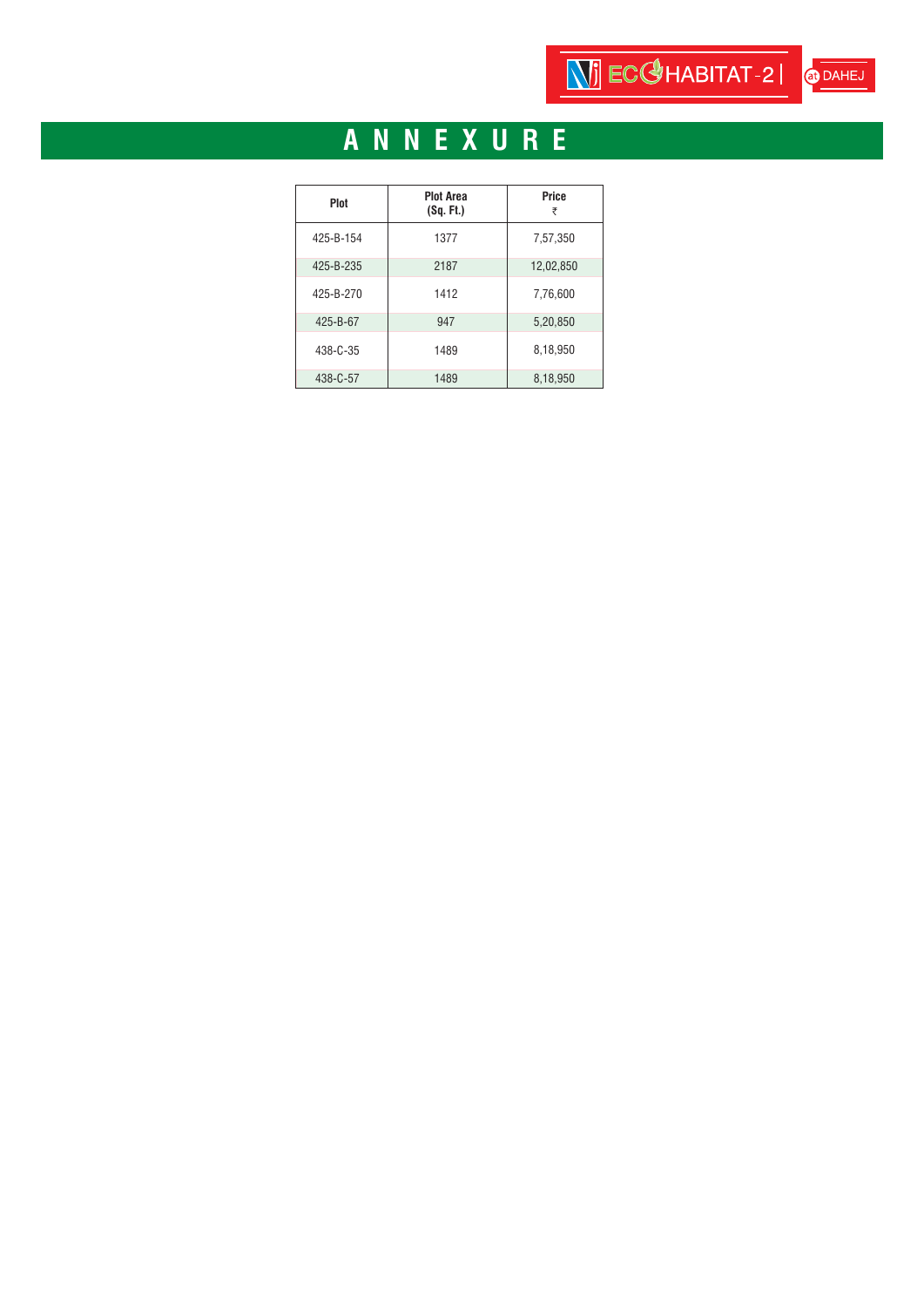# ANNEXURE

| Plot | Plot Area (Sq. Ft.) | Price ₹ |
|---|---|---|
| 425-B-154 | 1377 | 7,57,350 |
| 425-B-235 | 2187 | 12,02,850 |
| 425-B-270 | 1412 | 7,76,600 |
| 425-B-67 | 947 | 5,20,850 |
| 438-C-35 | 1489 | 8,18,950 |
| 438-C-57 | 1489 | 8,18,950 |